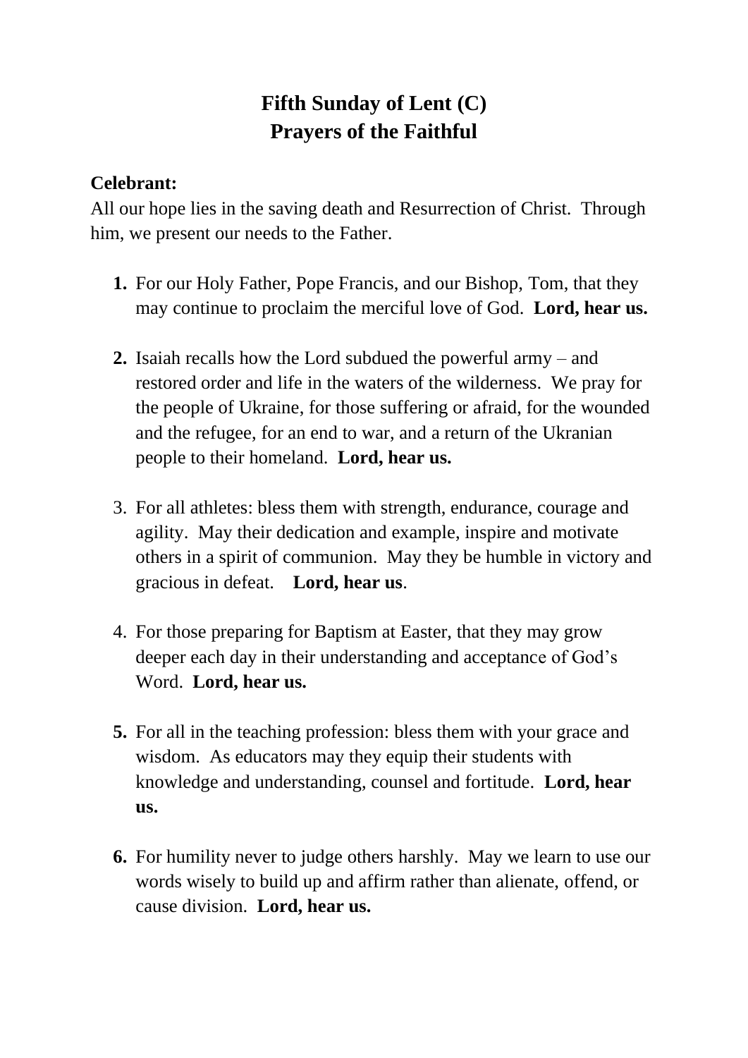# Fifth Sunday of Lent (C)
# Prayers of the Faithful

**Celebrant:**
All our hope lies in the saving death and Resurrection of Christ. Through him, we present our needs to the Father.

1. For our Holy Father, Pope Francis, and our Bishop, Tom, that they may continue to proclaim the merciful love of God. **Lord, hear us.**

2. Isaiah recalls how the Lord subdued the powerful army – and restored order and life in the waters of the wilderness. We pray for the people of Ukraine, for those suffering or afraid, for the wounded and the refugee, for an end to war, and a return of the Ukranian people to their homeland. **Lord, hear us.**

3. For all athletes: bless them with strength, endurance, courage and agility. May their dedication and example, inspire and motivate others in a spirit of communion. May they be humble in victory and gracious in defeat. **Lord, hear us**.

4. For those preparing for Baptism at Easter, that they may grow deeper each day in their understanding and acceptance of God's Word. **Lord, hear us.**

5. For all in the teaching profession: bless them with your grace and wisdom. As educators may they equip their students with knowledge and understanding, counsel and fortitude. **Lord, hear us.**

6. For humility never to judge others harshly. May we learn to use our words wisely to build up and affirm rather than alienate, offend, or cause division. **Lord, hear us.**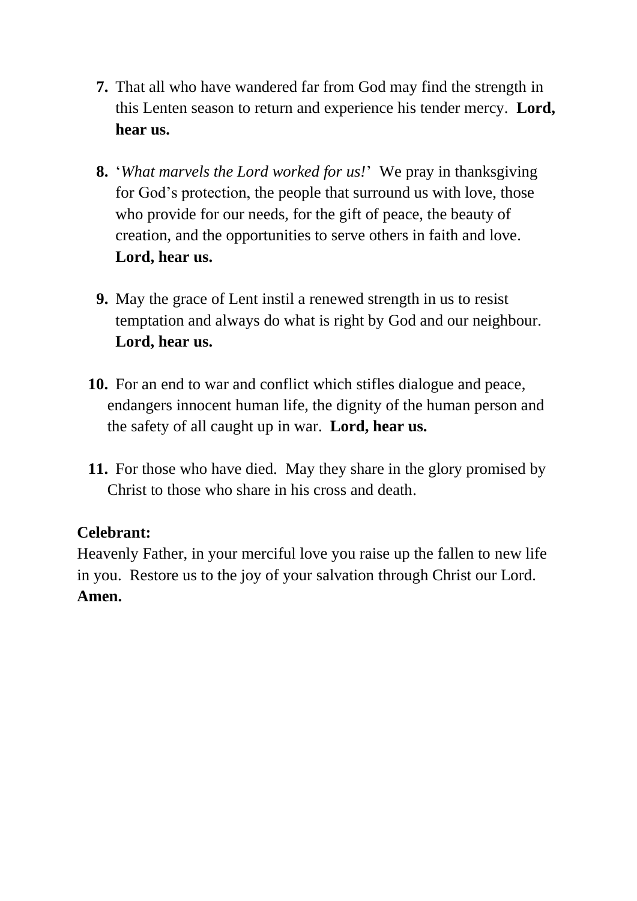7. That all who have wandered far from God may find the strength in this Lenten season to return and experience his tender mercy. **Lord, hear us.**

8. '*What marvels the Lord worked for us!*' We pray in thanksgiving for God's protection, the people that surround us with love, those who provide for our needs, for the gift of peace, the beauty of creation, and the opportunities to serve others in faith and love. **Lord, hear us.**

9. May the grace of Lent instil a renewed strength in us to resist temptation and always do what is right by God and our neighbour. **Lord, hear us.**

10. For an end to war and conflict which stifles dialogue and peace, endangers innocent human life, the dignity of the human person and the safety of all caught up in war. **Lord, hear us.**

11. For those who have died. May they share in the glory promised by Christ to those who share in his cross and death.

**Celebrant:**
Heavenly Father, in your merciful love you raise up the fallen to new life in you. Restore us to the joy of your salvation through Christ our Lord.
**Amen.**